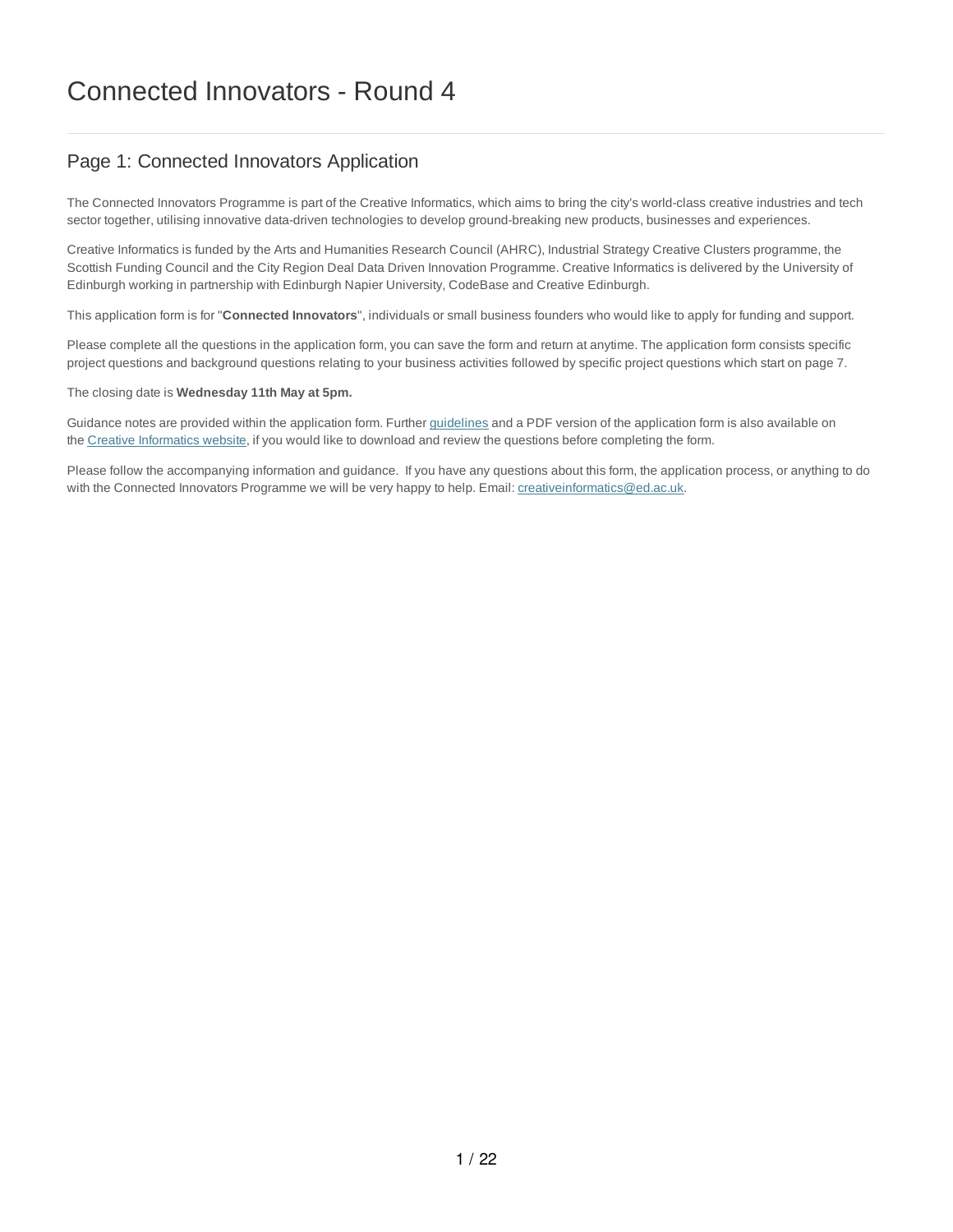# Connected Innovators - Round 4

## Page 1: Connected Innovators Application

The Connected Innovators Programme is part of the Creative Informatics, which aims to bring the city's world-class creative industries and tech sector together, utilising innovative data-driven technologies to develop ground-breaking new products, businesses and experiences.

Creative Informatics is funded by the Arts and Humanities Research Council (AHRC), Industrial Strategy Creative Clusters programme, the Scottish Funding Council and the City Region Deal Data Driven Innovation Programme. Creative Informatics is delivered by the University of Edinburgh working in partnership with Edinburgh Napier University, CodeBase and Creative Edinburgh.

This application form is for "**Connected Innovators**", individuals or small business founders who would like to apply for funding and support.

Please complete all the questions in the application form, you can save the form and return at anytime. The application form consists specific project questions and background questions relating to your business activities followed by specific project questions which start on page 7.

The closing date is **Wednesday 11th May at 5pm.**

Guidance notes are provided within the application form. Further guidelines and a PDF version of the application form is also available on the Creative Informatics website, if you would like to download and review the questions before completing the form.

Please follow the accompanying information and guidance. If you have any questions about this form, the application process, or anything to do with the Connected Innovators Programme we will be very happy to help. Email: creativeinformatics@ed.ac.uk.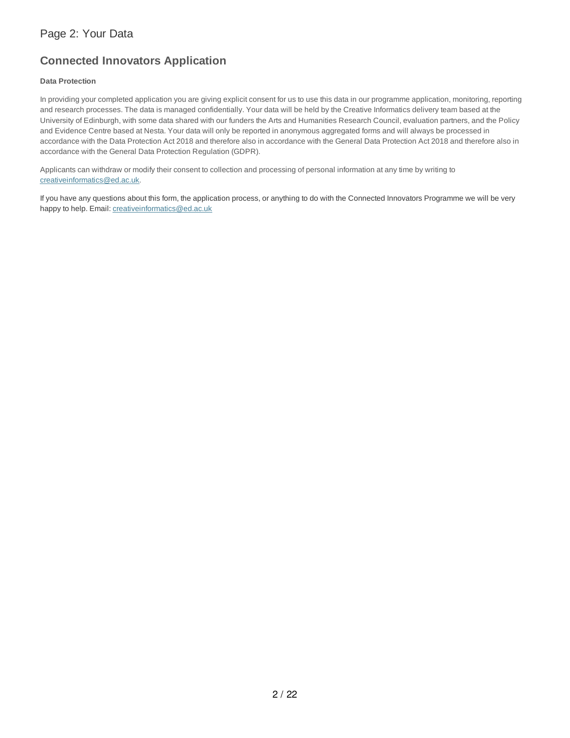Page 2: Your Data

## Connected Innovators Application

**Data Protection**

In providing your completed application you are giving explicit consent for us to use this data in our programme application, monitoring, reporting and research processes. The data is managed confidentially. Your data will be held by the Creative Informatics delivery team based at the University of Edinburgh, with some data shared with our funders the Arts and Humanities Research Council, evaluation partners, and the Policy and Evidence Centre based at Nesta. Your data will only be reported in anonymous aggregated forms and will always be processed in accordance with the Data Protection Act 2018 and therefore also in accordance with the General Data Protection Act 2018 and therefore also in accordance with the General Data Protection Regulation (GDPR).

Applicants can withdraw or modify their consent to collection and processing of personal information at any time by writing to creativeinformatics@ed.ac.uk.

If you have any questions about this form, the application process, or anything to do with the Connected Innovators Programme we will be very happy to help. Email: creativeinformatics@ed.ac.uk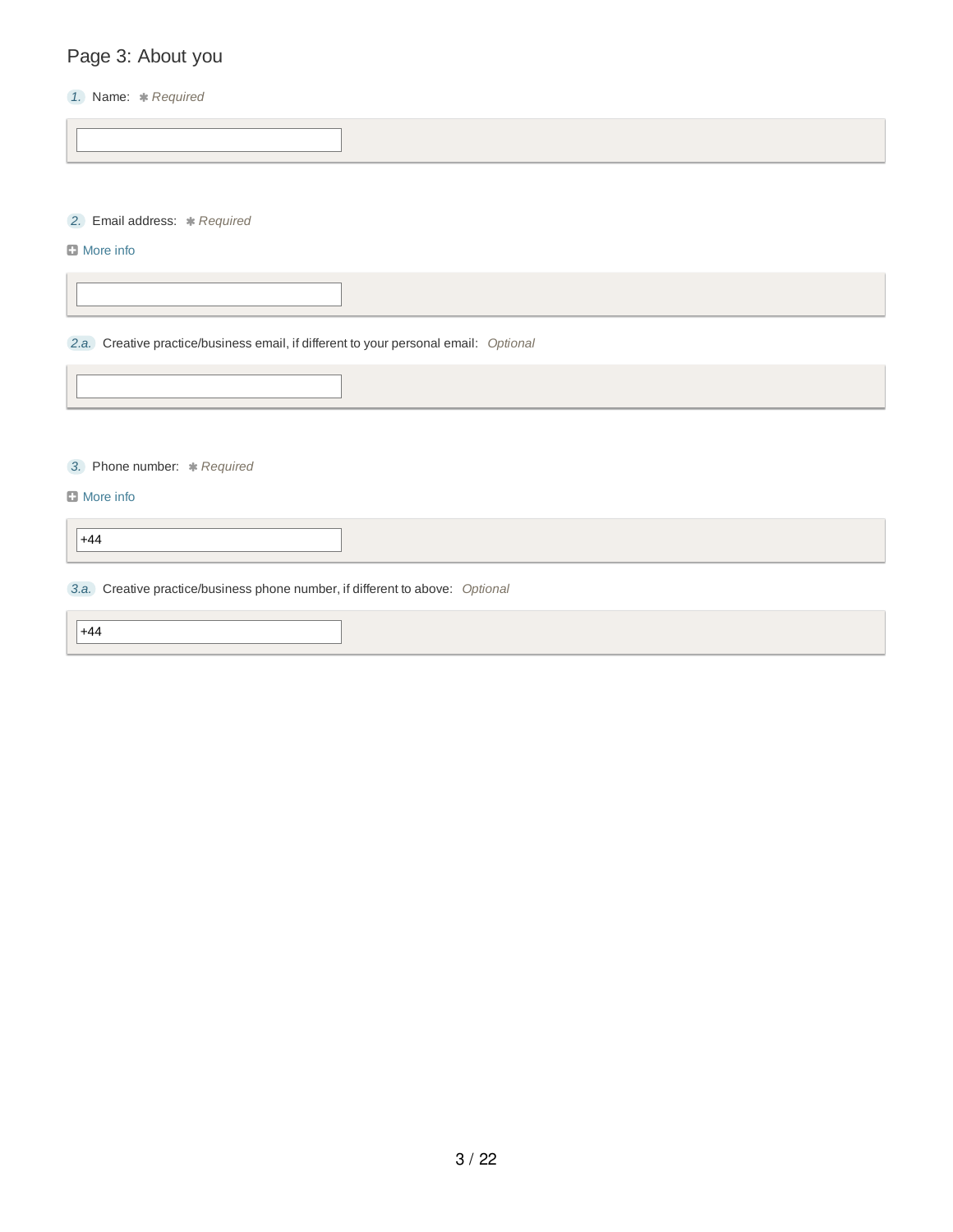## Page 3: About you

1. Name: ✱ *Required*

2. Email address: ✱ *Required*

More info

2.a. Creative practice/business email, if different to your personal email: *Optional*

3. Phone number: ✱ *Required*

More info

+44

3.a. Creative practice/business phone number, if different to above: *Optional*

+44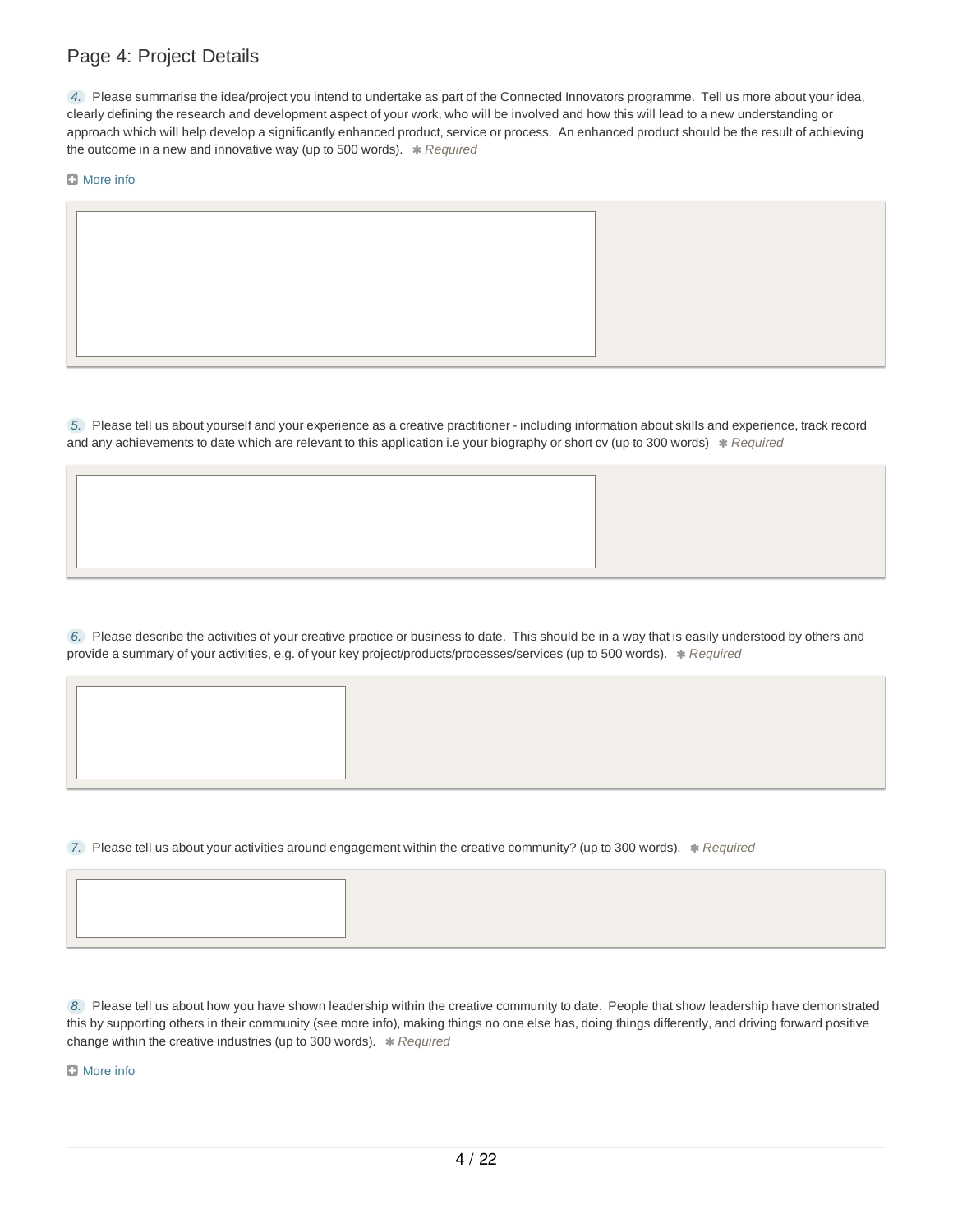## Page 4: Project Details

*4.* Please summarise the idea/project you intend to undertake as part of the Connected Innovators programme. Tell us more about your idea, clearly defining the research and development aspect of your work, who will be involved and how this will lead to a new understanding or approach which will help develop a significantly enhanced product, service or process. An enhanced product should be the result of achieving the outcome in a new and innovative way (up to 500 words). ✱ *Required*

More info

*5.* Please tell us about yourself and your experience as a creative practitioner - including information about skills and experience, track record and any achievements to date which are relevant to this application i.e your biography or short cv (up to 300 words) ✱ *Required*

*6.* Please describe the activities of your creative practice or business to date. This should be in a way that is easily understood by others and provide a summary of your activities, e.g. of your key project/products/processes/services (up to 500 words). ✱ *Required*

*7.* Please tell us about your activities around engagement within the creative community? (up to 300 words). ✱ *Required*

*8.* Please tell us about how you have shown leadership within the creative community to date. People that show leadership have demonstrated this by supporting others in their community (see more info), making things no one else has, doing things differently, and driving forward positive change within the creative industries (up to 300 words). ✱ *Required*

More info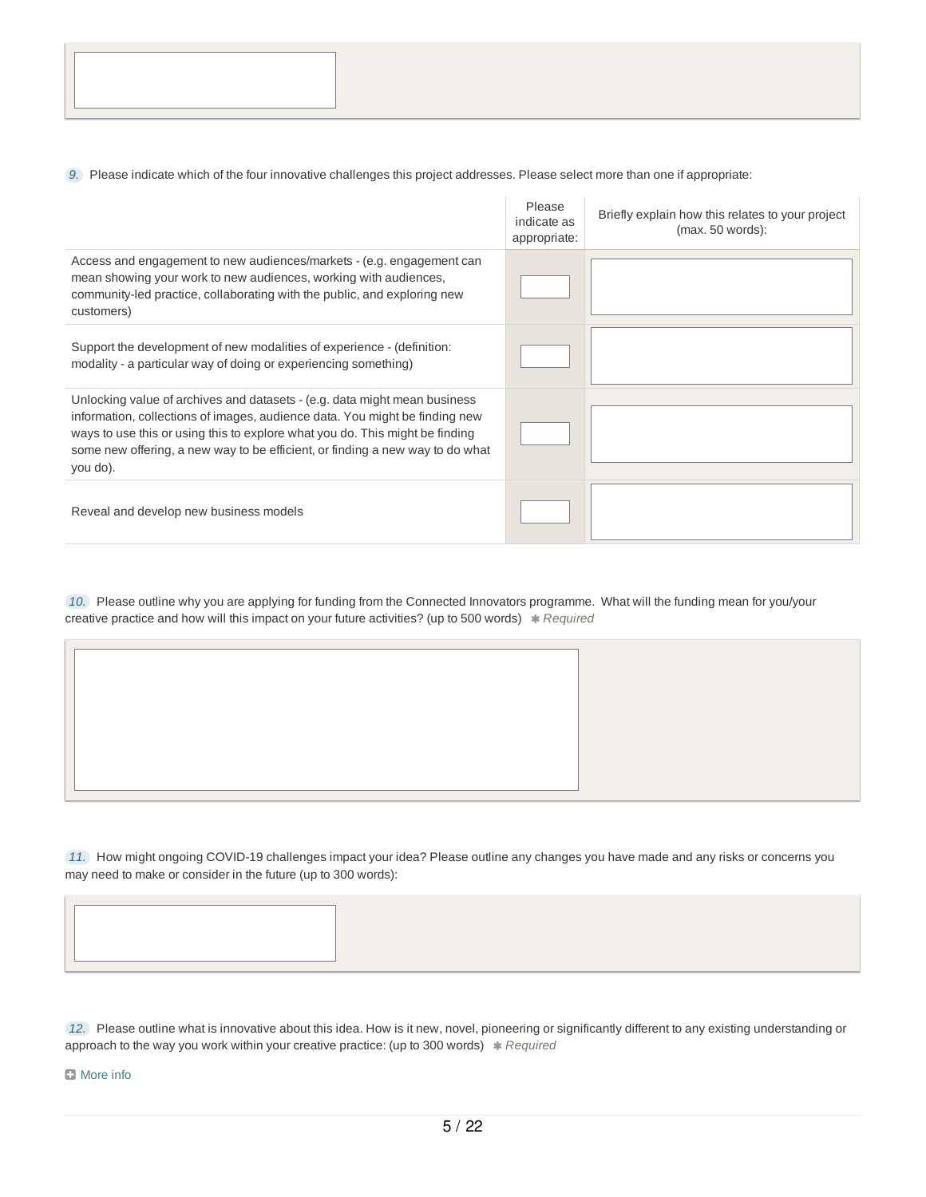9. Please indicate which of the four innovative challenges this project addresses. Please select more than one if appropriate:

| | Please indicate as appropriate: | Briefly explain how this relates to your project (max. 50 words): |
|---|---|---|
| Access and engagement to new audiences/markets - (e.g. engagement can mean showing your work to new audiences, working with audiences, community-led practice, collaborating with the public, and exploring new customers) | | |
| Support the development of new modalities of experience - (definition: modality - a particular way of doing or experiencing something) | | |
| Unlocking value of archives and datasets - (e.g. data might mean business information, collections of images, audience data. You might be finding new ways to use this or using this to explore what you do. This might be finding some new offering, a new way to be efficient, or finding a new way to do what you do). | | |
| Reveal and develop new business models | | |

10. Please outline why you are applying for funding from the Connected Innovators programme. What will the funding mean for you/your creative practice and how will this impact on your future activities? (up to 500 words) * *Required*

11. How might ongoing COVID-19 challenges impact your idea? Please outline any changes you have made and any risks or concerns you may need to make or consider in the future (up to 300 words):

12. Please outline what is innovative about this idea. How is it new, novel, pioneering or significantly different to any existing understanding or approach to the way you work within your creative practice: (up to 300 words) * *Required*

More info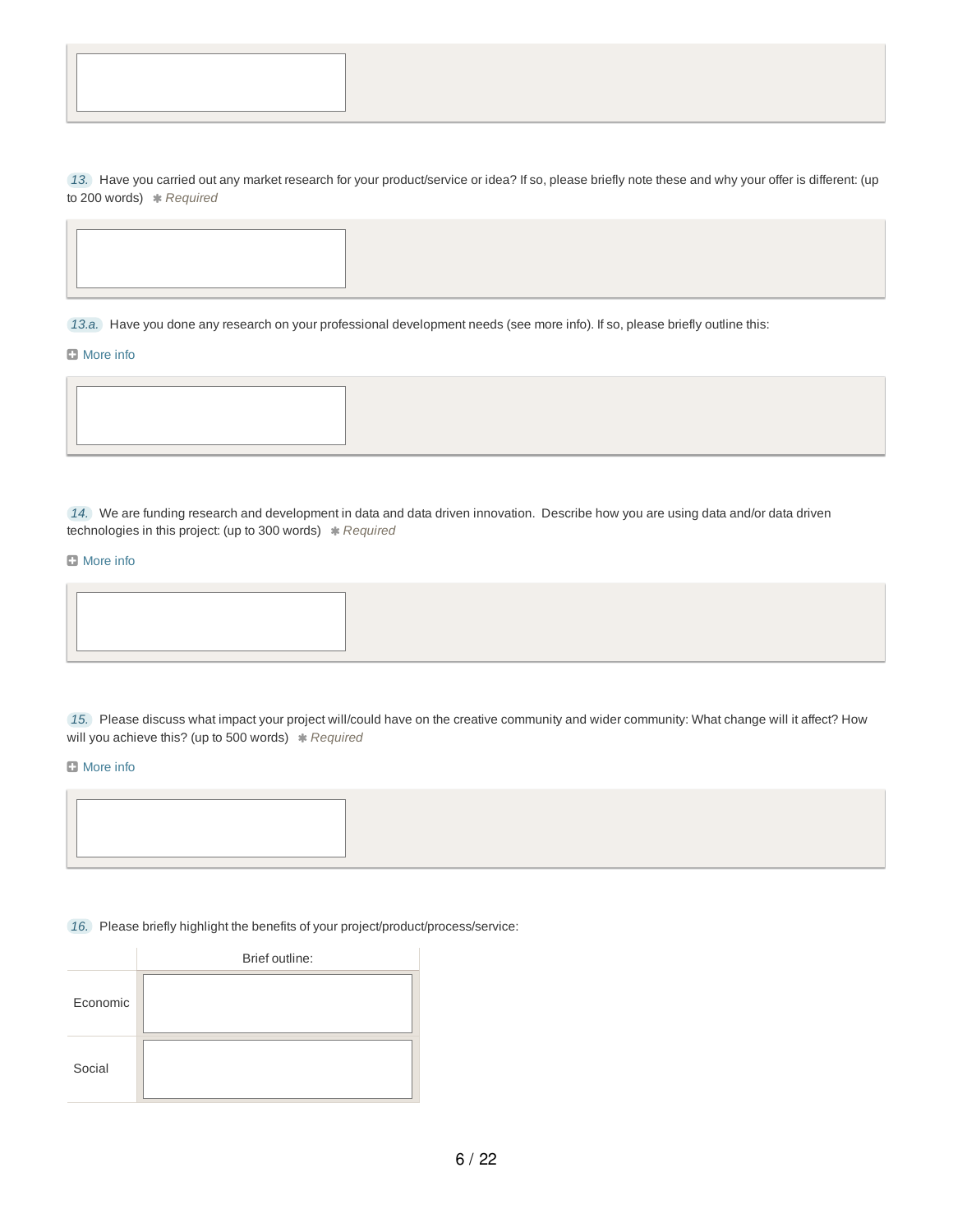13. Have you carried out any market research for your product/service or idea? If so, please briefly note these and why your offer is different: (up to 200 words) ✱ *Required*

13.a. Have you done any research on your professional development needs (see more info). If so, please briefly outline this:

More info

14. We are funding research and development in data and data driven innovation. Describe how you are using data and/or data driven technologies in this project: (up to 300 words) ✱ *Required*

More info

15. Please discuss what impact your project will/could have on the creative community and wider community: What change will it affect? How will you achieve this? (up to 500 words) ✱ *Required*

More info

16. Please briefly highlight the benefits of your project/product/process/service:

| | Brief outline: |
| --- | --- |
| Economic | |
| Social | |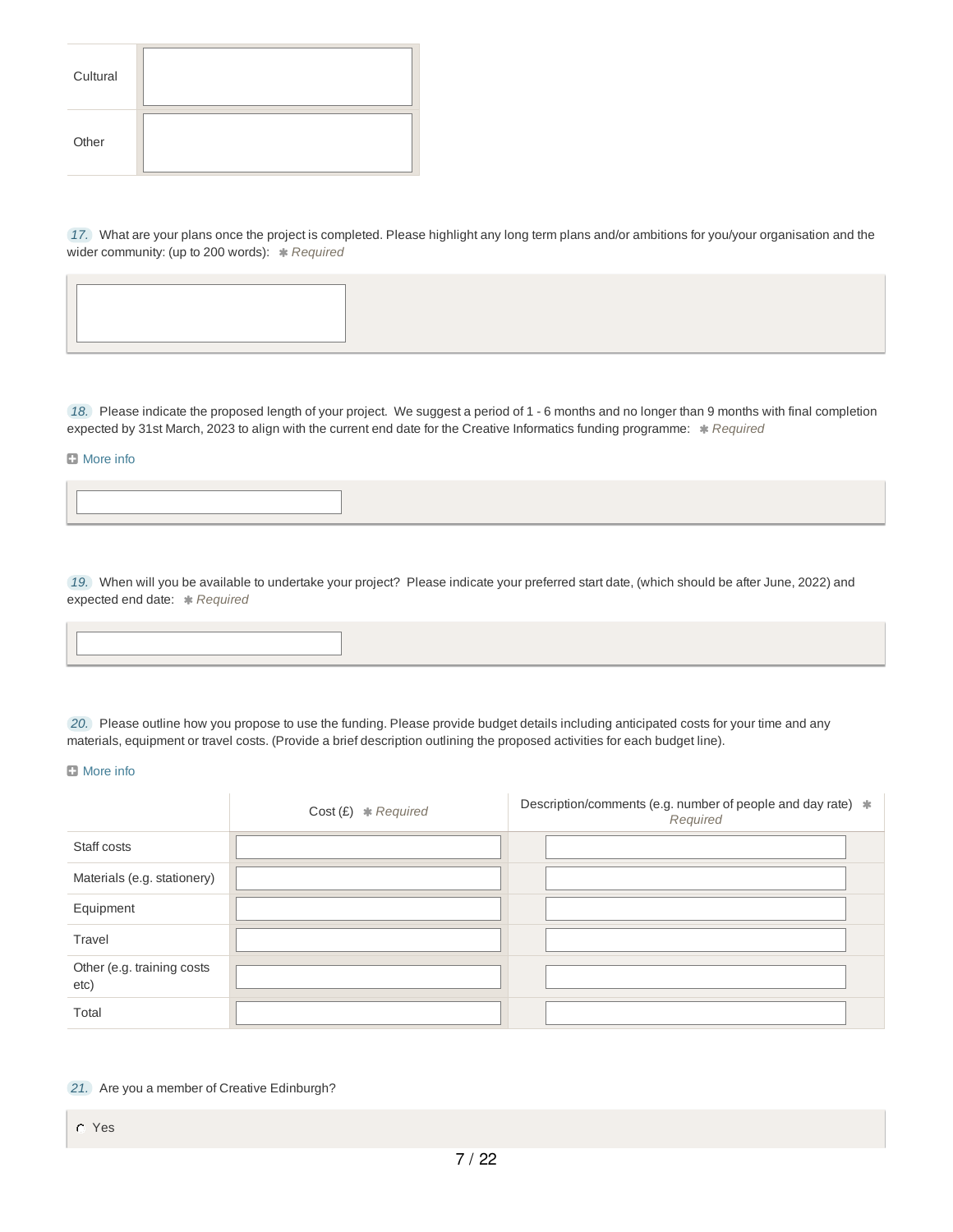| | |
|---|---|
| Cultural | |
| Other | |

*17.* What are your plans once the project is completed. Please highlight any long term plans and/or ambitions for you/your organisation and the wider community: (up to 200 words): ✱ *Required*

*18.* Please indicate the proposed length of your project. We suggest a period of 1 - 6 months and no longer than 9 months with final completion expected by 31st March, 2023 to align with the current end date for the Creative Informatics funding programme: ✱ *Required*

More info

*19.* When will you be available to undertake your project? Please indicate your preferred start date, (which should be after June, 2022) and expected end date: ✱ *Required*

*20.* Please outline how you propose to use the funding. Please provide budget details including anticipated costs for your time and any materials, equipment or travel costs. (Provide a brief description outlining the proposed activities for each budget line).

More info

| | Cost (£) ✱ *Required* | Description/comments (e.g. number of people and day rate) ✱ *Required* |
|---|---|---|
| Staff costs | | |
| Materials (e.g. stationery) | | |
| Equipment | | |
| Travel | | |
| Other (e.g. training costs etc) | | |
| Total | | |

*21.* Are you a member of Creative Edinburgh?

- Yes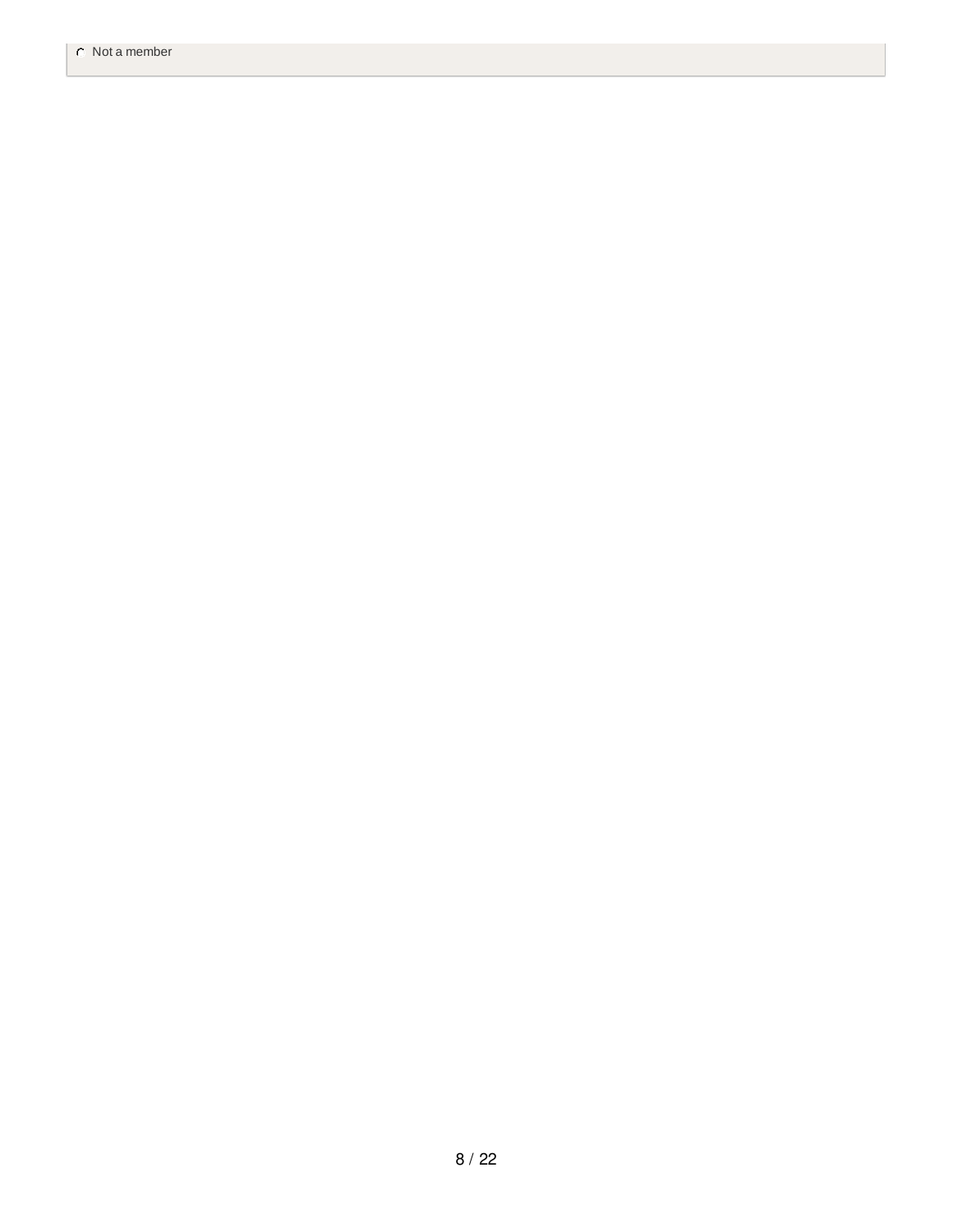- [ ] Not a member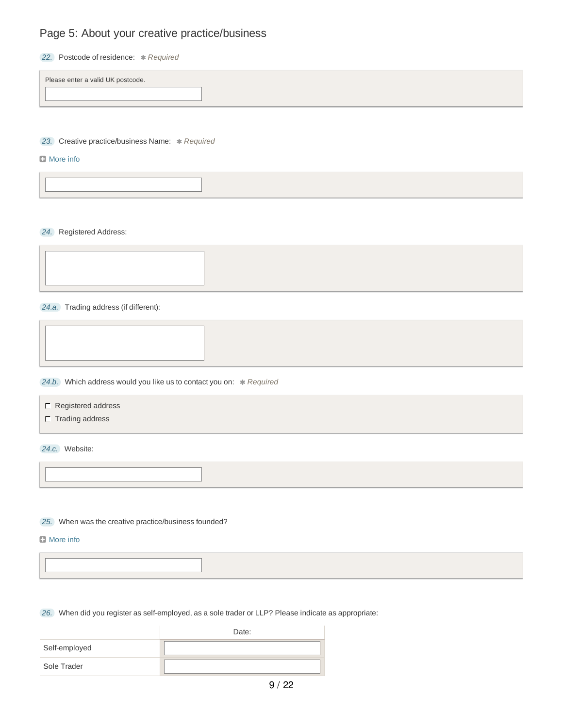## Page 5: About your creative practice/business

22. Postcode of residence: * Required

Please enter a valid UK postcode.

23. Creative practice/business Name: * Required

More info

24. Registered Address:

24.a. Trading address (if different):

24.b. Which address would you like us to contact you on: * Required

- Registered address
- Trading address

24.c. Website:

25. When was the creative practice/business founded?

More info

26. When did you register as self-employed, as a sole trader or LLP? Please indicate as appropriate:

| | Date: |
|---|---|
| Self-employed | |
| Sole Trader | |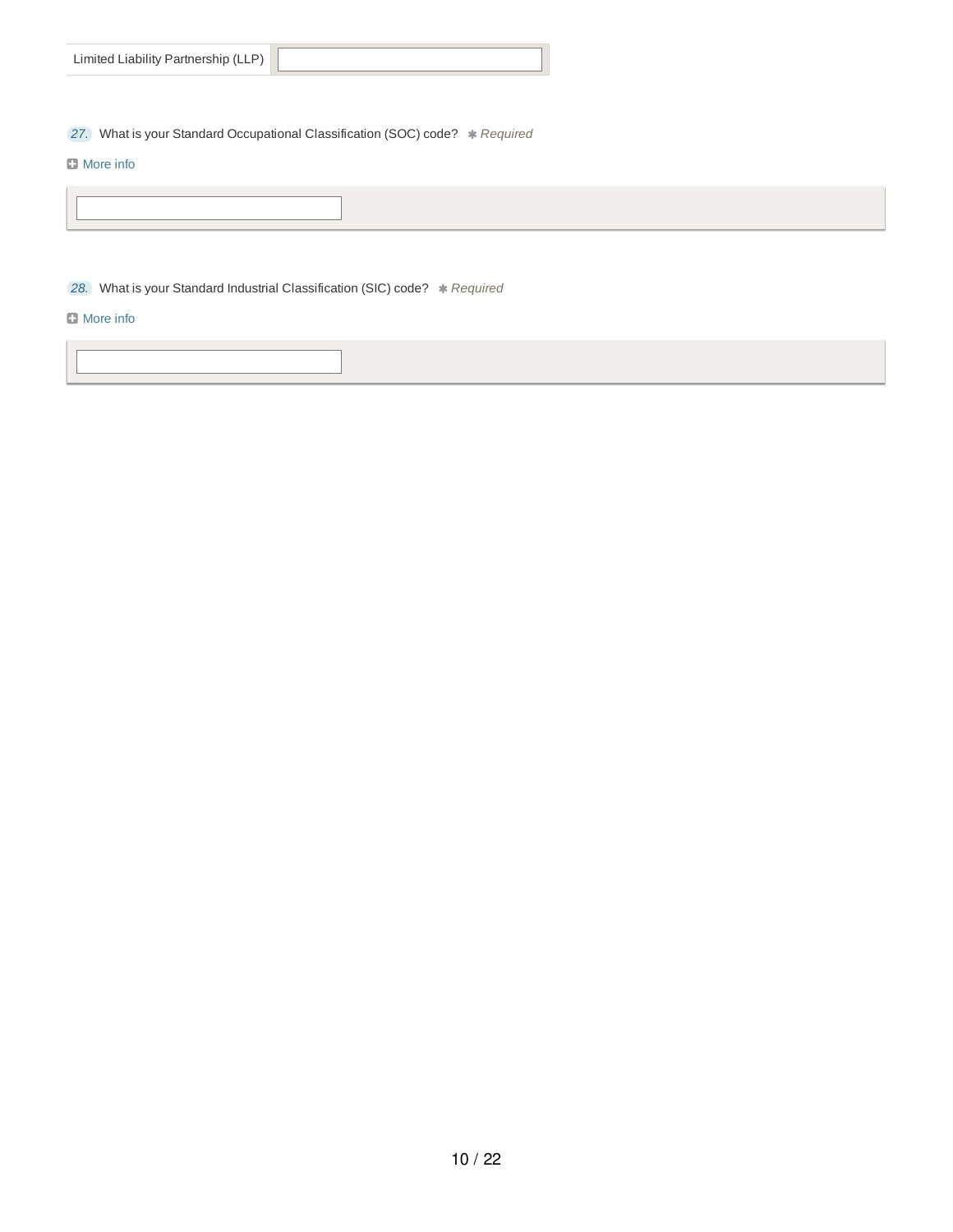| Limited Liability Partnership (LLP) | |
|---|---|

27. What is your Standard Occupational Classification (SOC) code? ✱ *Required*

More info

28. What is your Standard Industrial Classification (SIC) code? ✱ *Required*

More info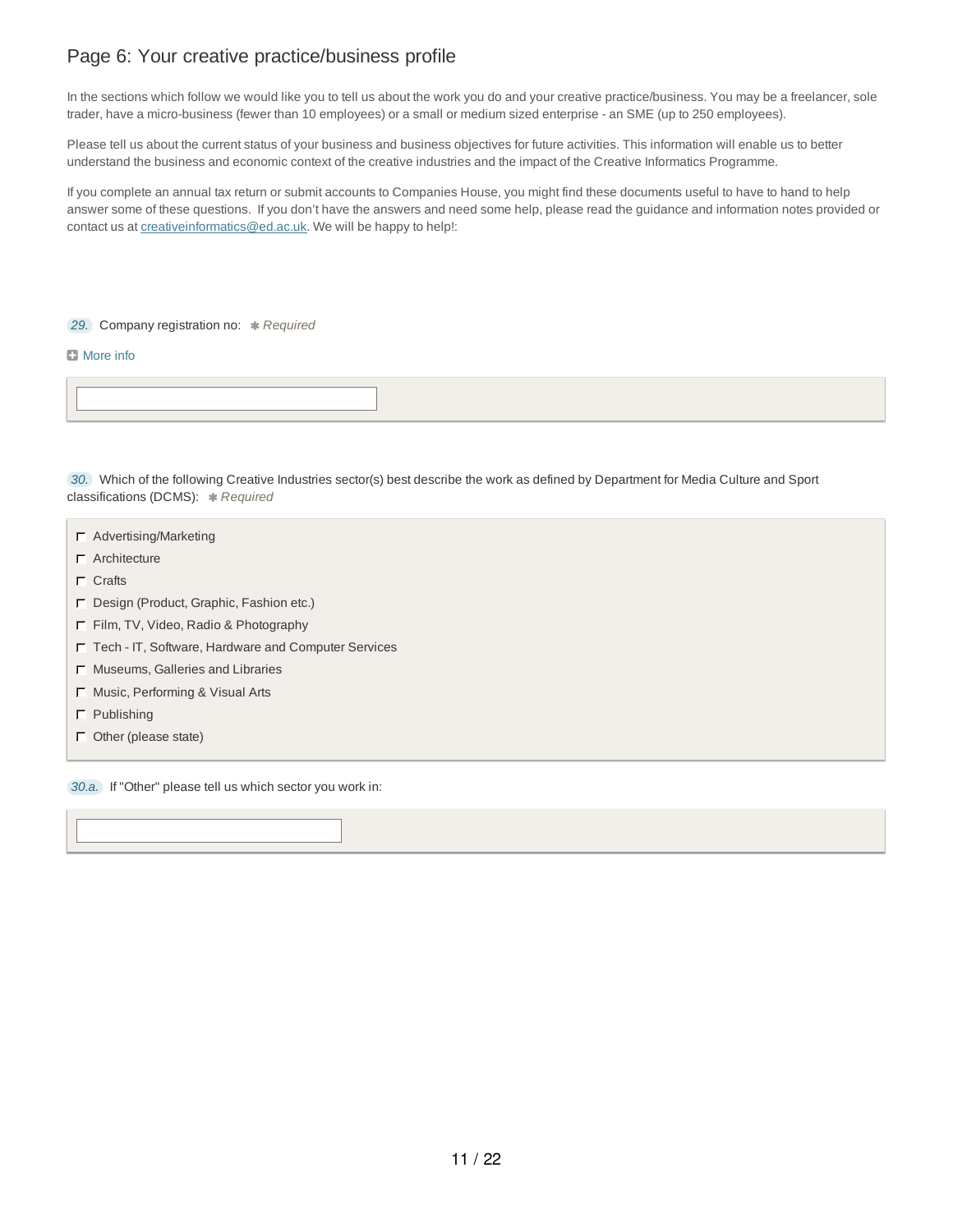## Page 6: Your creative practice/business profile

In the sections which follow we would like you to tell us about the work you do and your creative practice/business. You may be a freelancer, sole trader, have a micro-business (fewer than 10 employees) or a small or medium sized enterprise - an SME (up to 250 employees).

Please tell us about the current status of your business and business objectives for future activities. This information will enable us to better understand the business and economic context of the creative industries and the impact of the Creative Informatics Programme.

If you complete an annual tax return or submit accounts to Companies House, you might find these documents useful to have to hand to help answer some of these questions. If you don't have the answers and need some help, please read the guidance and information notes provided or contact us at [creativeinformatics@ed.ac.uk](mailto:creativeinformatics@ed.ac.uk). We will be happy to help!:

*29.* Company registration no: *✱ Required*

More info

*30.* Which of the following Creative Industries sector(s) best describe the work as defined by Department for Media Culture and Sport classifications (DCMS): *✱ Required*

- [ ] Advertising/Marketing
- [ ] Architecture
- [ ] Crafts
- [ ] Design (Product, Graphic, Fashion etc.)
- [ ] Film, TV, Video, Radio & Photography
- [ ] Tech - IT, Software, Hardware and Computer Services
- [ ] Museums, Galleries and Libraries
- [ ] Music, Performing & Visual Arts
- [ ] Publishing
- [ ] Other (please state)

*30.a.* If "Other" please tell us which sector you work in: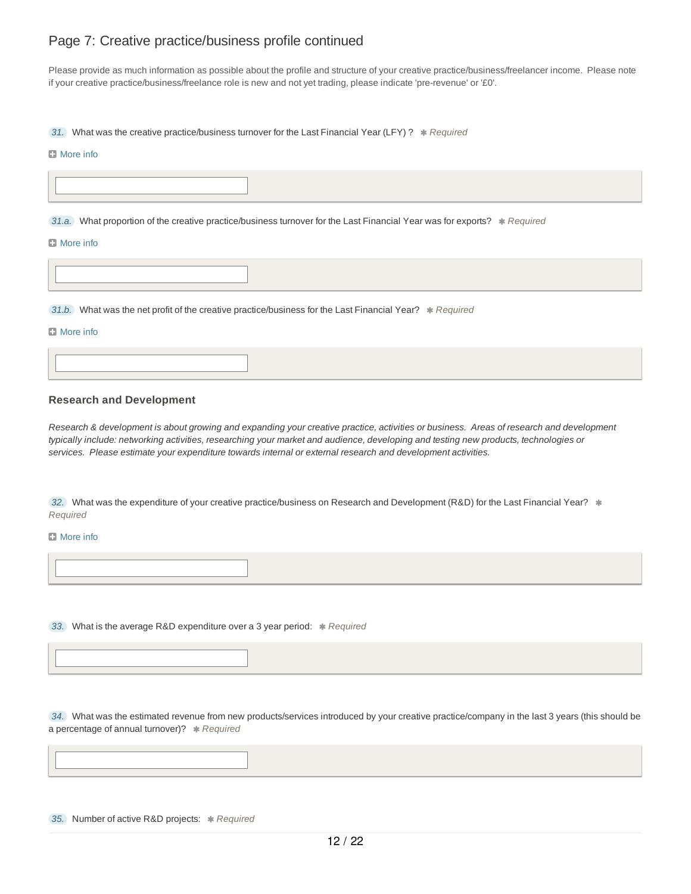## Page 7: Creative practice/business profile continued

Please provide as much information as possible about the profile and structure of your creative practice/business/freelancer income. Please note if your creative practice/business/freelance role is new and not yet trading, please indicate 'pre-revenue' or '£0'.

31. What was the creative practice/business turnover for the Last Financial Year (LFY) ? * *Required*

More info

31.a. What proportion of the creative practice/business turnover for the Last Financial Year was for exports? * *Required*

More info

31.b. What was the net profit of the creative practice/business for the Last Financial Year? * *Required*

More info

### Research and Development

*Research & development is about growing and expanding your creative practice, activities or business. Areas of research and development typically include: networking activities, researching your market and audience, developing and testing new products, technologies or services. Please estimate your expenditure towards internal or external research and development activities.*

32. What was the expenditure of your creative practice/business on Research and Development (R&D) for the Last Financial Year? * *Required*

More info

33. What is the average R&D expenditure over a 3 year period: * *Required*

34. What was the estimated revenue from new products/services introduced by your creative practice/company in the last 3 years (this should be a percentage of annual turnover)? * *Required*

35. Number of active R&D projects: * *Required*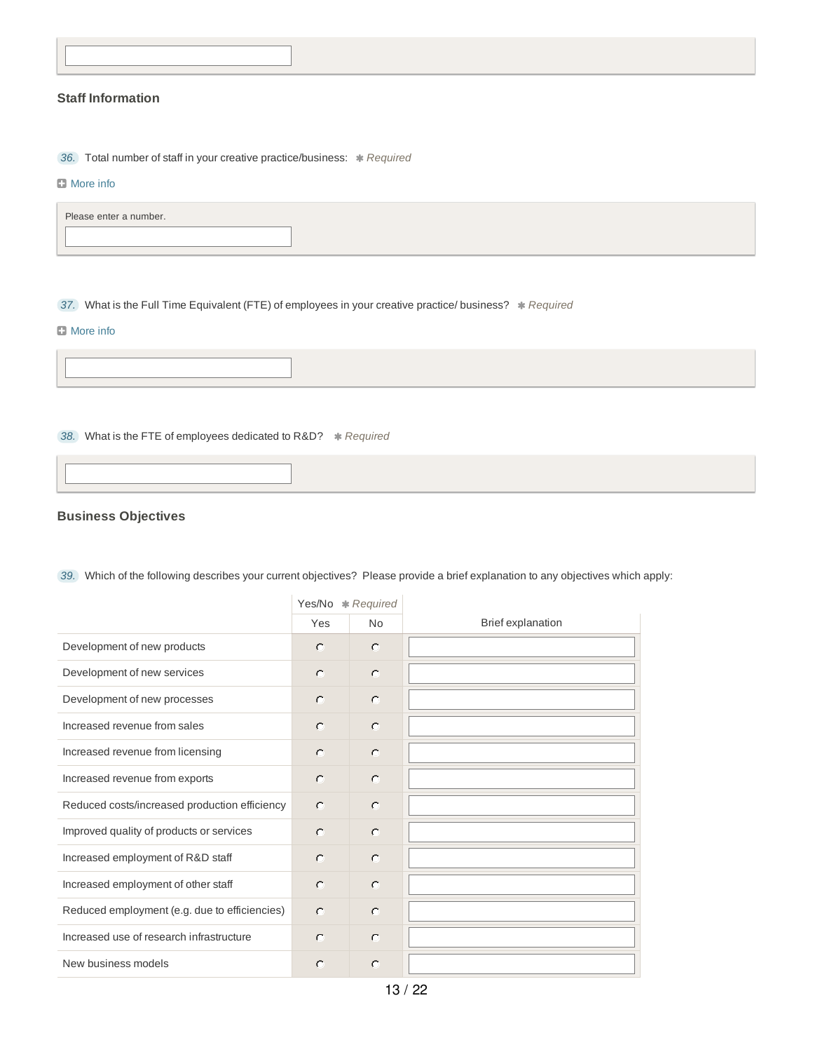## Staff Information

36. Total number of staff in your creative practice/business: ✱ *Required*

More info

Please enter a number.

37. What is the Full Time Equivalent (FTE) of employees in your creative practice/ business? ✱ *Required*

More info

38. What is the FTE of employees dedicated to R&D? ✱ *Required*

## Business Objectives

39. Which of the following describes your current objectives? Please provide a brief explanation to any objectives which apply:

| | Yes/No ✱ *Required* | | |
|---|---|---|---|
| | Yes | No | Brief explanation |
| Development of new products | ○ | ○ | |
| Development of new services | ○ | ○ | |
| Development of new processes | ○ | ○ | |
| Increased revenue from sales | ○ | ○ | |
| Increased revenue from licensing | ○ | ○ | |
| Increased revenue from exports | ○ | ○ | |
| Reduced costs/increased production efficiency | ○ | ○ | |
| Improved quality of products or services | ○ | ○ | |
| Increased employment of R&D staff | ○ | ○ | |
| Increased employment of other staff | ○ | ○ | |
| Reduced employment (e.g. due to efficiencies) | ○ | ○ | |
| Increased use of research infrastructure | ○ | ○ | |
| New business models | ○ | ○ | |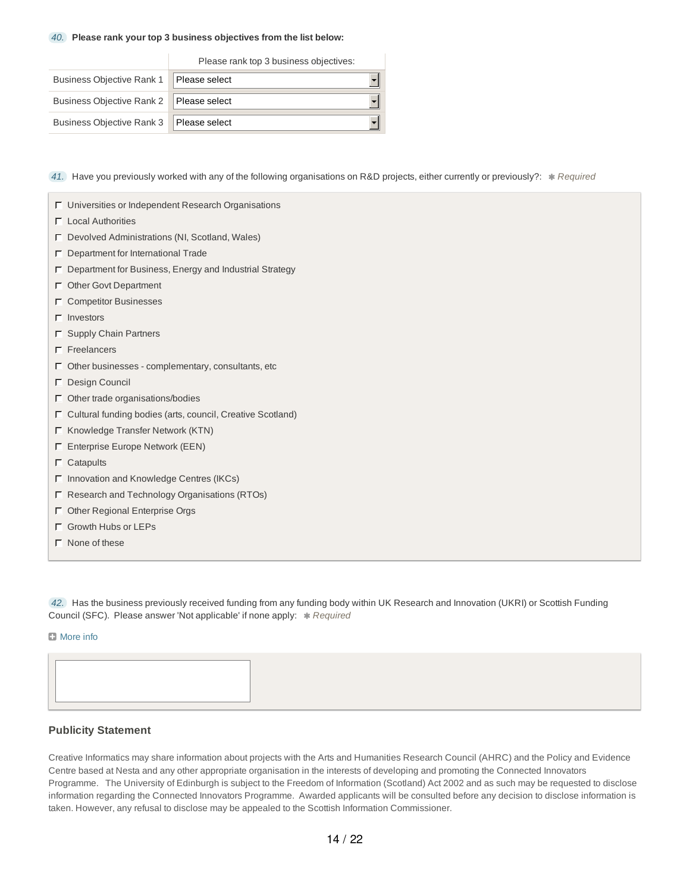40. **Please rank your top 3 business objectives from the list below:**

| | Please rank top 3 business objectives: |
|---|---|
| Business Objective Rank 1 | Please select |
| Business Objective Rank 2 | Please select |
| Business Objective Rank 3 | Please select |

41. Have you previously worked with any of the following organisations on R&D projects, either currently or previously?: *✱ Required*

- ☐ Universities or Independent Research Organisations
- ☐ Local Authorities
- ☐ Devolved Administrations (NI, Scotland, Wales)
- ☐ Department for International Trade
- ☐ Department for Business, Energy and Industrial Strategy
- ☐ Other Govt Department
- ☐ Competitor Businesses
- ☐ Investors
- ☐ Supply Chain Partners
- ☐ Freelancers
- ☐ Other businesses - complementary, consultants, etc
- ☐ Design Council
- ☐ Other trade organisations/bodies
- ☐ Cultural funding bodies (arts, council, Creative Scotland)
- ☐ Knowledge Transfer Network (KTN)
- ☐ Enterprise Europe Network (EEN)
- ☐ Catapults
- ☐ Innovation and Knowledge Centres (IKCs)
- ☐ Research and Technology Organisations (RTOs)
- ☐ Other Regional Enterprise Orgs
- ☐ Growth Hubs or LEPs
- ☐ None of these

42. Has the business previously received funding from any funding body within UK Research and Innovation (UKRI) or Scottish Funding Council (SFC). Please answer 'Not applicable' if none apply: *✱ Required*

More info

### Publicity Statement

Creative Informatics may share information about projects with the Arts and Humanities Research Council (AHRC) and the Policy and Evidence Centre based at Nesta and any other appropriate organisation in the interests of developing and promoting the Connected Innovators Programme. The University of Edinburgh is subject to the Freedom of Information (Scotland) Act 2002 and as such may be requested to disclose information regarding the Connected Innovators Programme. Awarded applicants will be consulted before any decision to disclose information is taken. However, any refusal to disclose may be appealed to the Scottish Information Commissioner.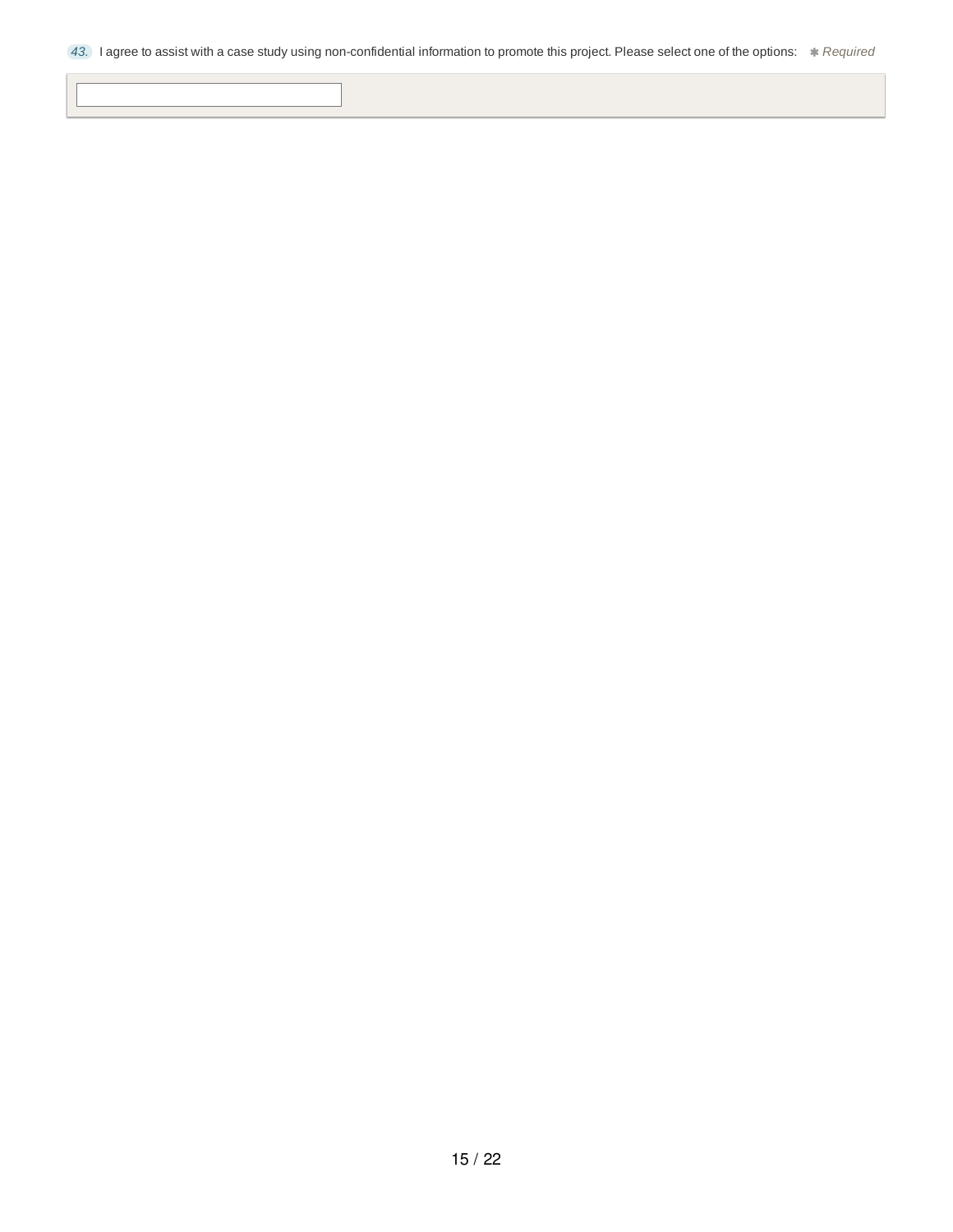43. I agree to assist with a case study using non-confidential information to promote this project. Please select one of the options: ✱ *Required*

[ ]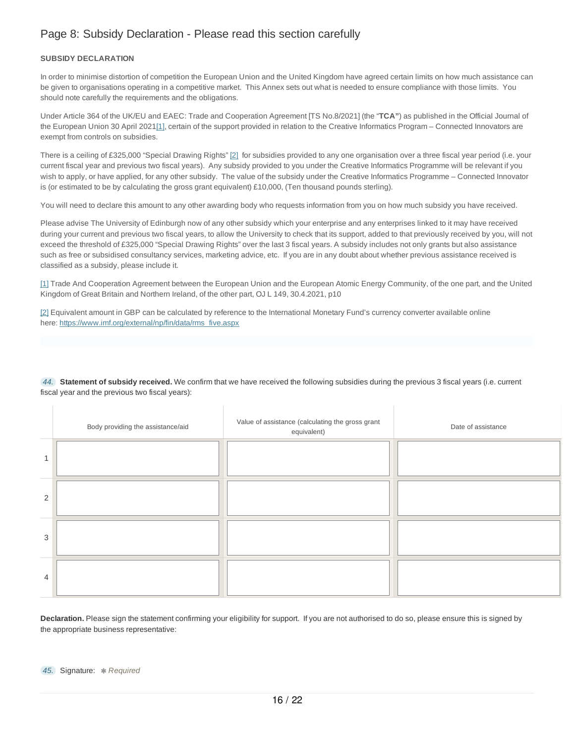## Page 8: Subsidy Declaration - Please read this section carefully

**SUBSIDY DECLARATION**

In order to minimise distortion of competition the European Union and the United Kingdom have agreed certain limits on how much assistance can be given to organisations operating in a competitive market. This Annex sets out what is needed to ensure compliance with those limits. You should note carefully the requirements and the obligations.

Under Article 364 of the UK/EU and EAEC: Trade and Cooperation Agreement [TS No.8/2021] (the "**TCA"**) as published in the Official Journal of the European Union 30 April 2021[1], certain of the support provided in relation to the Creative Informatics Program – Connected Innovators are exempt from controls on subsidies.

There is a ceiling of £325,000 "Special Drawing Rights" [2] for subsidies provided to any one organisation over a three fiscal year period (i.e. your current fiscal year and previous two fiscal years). Any subsidy provided to you under the Creative Informatics Programme will be relevant if you wish to apply, or have applied, for any other subsidy. The value of the subsidy under the Creative Informatics Programme – Connected Innovator is (or estimated to be by calculating the gross grant equivalent) £10,000, (Ten thousand pounds sterling).

You will need to declare this amount to any other awarding body who requests information from you on how much subsidy you have received.

Please advise The University of Edinburgh now of any other subsidy which your enterprise and any enterprises linked to it may have received during your current and previous two fiscal years, to allow the University to check that its support, added to that previously received by you, will not exceed the threshold of £325,000 "Special Drawing Rights" over the last 3 fiscal years. A subsidy includes not only grants but also assistance such as free or subsidised consultancy services, marketing advice, etc. If you are in any doubt about whether previous assistance received is classified as a subsidy, please include it.

[1] Trade And Cooperation Agreement between the European Union and the European Atomic Energy Community, of the one part, and the United Kingdom of Great Britain and Northern Ireland, of the other part, OJ L 149, 30.4.2021, p10

[2] Equivalent amount in GBP can be calculated by reference to the International Monetary Fund's currency converter available online here: https://www.imf.org/external/np/fin/data/rms_five.aspx

*44.* **Statement of subsidy received.** We confirm that we have received the following subsidies during the previous 3 fiscal years (i.e. current fiscal year and the previous two fiscal years):

| | Body providing the assistance/aid | Value of assistance (calculating the gross grant equivalent) | Date of assistance |
|---|---|---|---|
| 1 | | | |
| 2 | | | |
| 3 | | | |
| 4 | | | |

**Declaration.** Please sign the statement confirming your eligibility for support. If you are not authorised to do so, please ensure this is signed by the appropriate business representative:

*45.* Signature: ✱ *Required*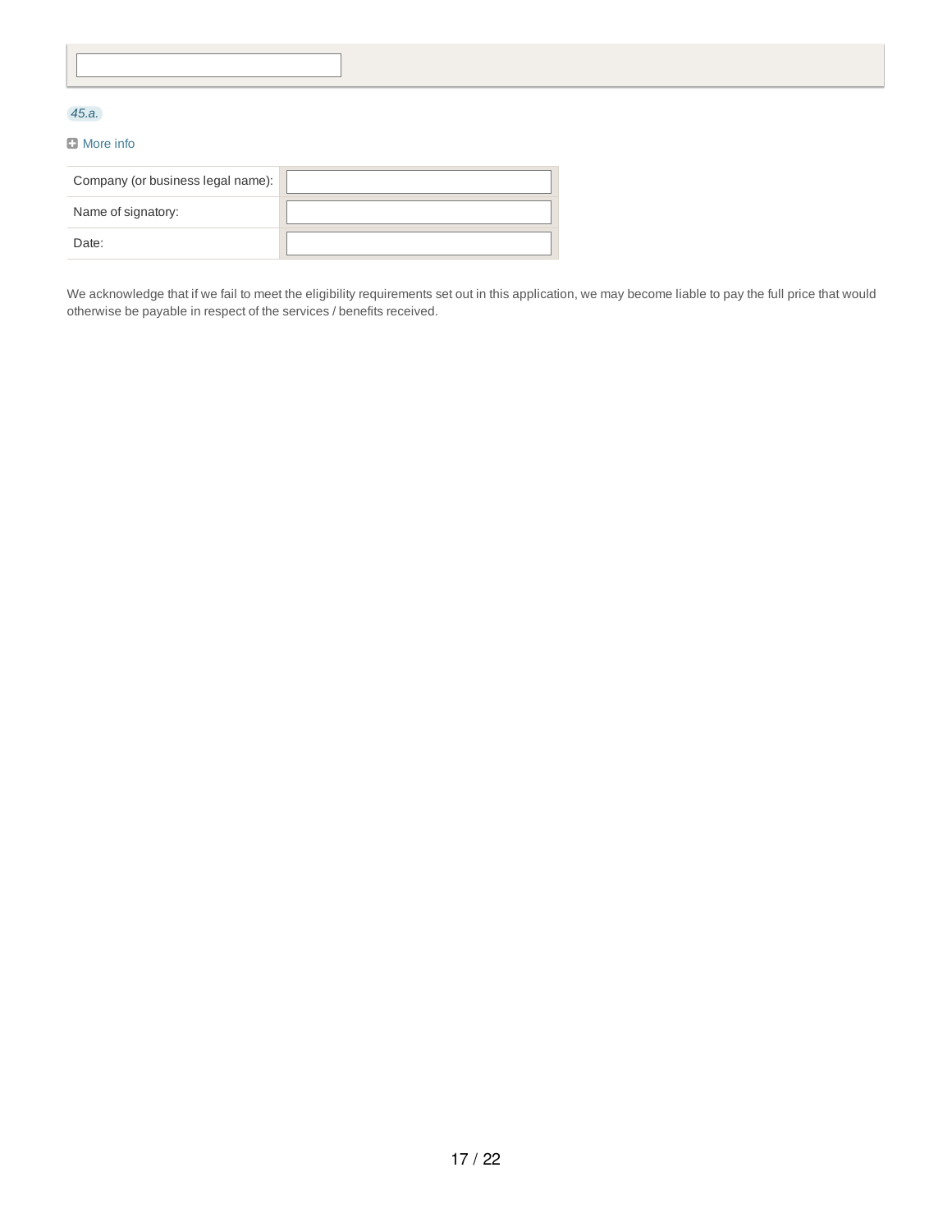*45.a.*

More info

| Company (or business legal name): | |
|---|---|
| Name of signatory: | |
| Date: | |

We acknowledge that if we fail to meet the eligibility requirements set out in this application, we may become liable to pay the full price that would otherwise be payable in respect of the services / benefits received.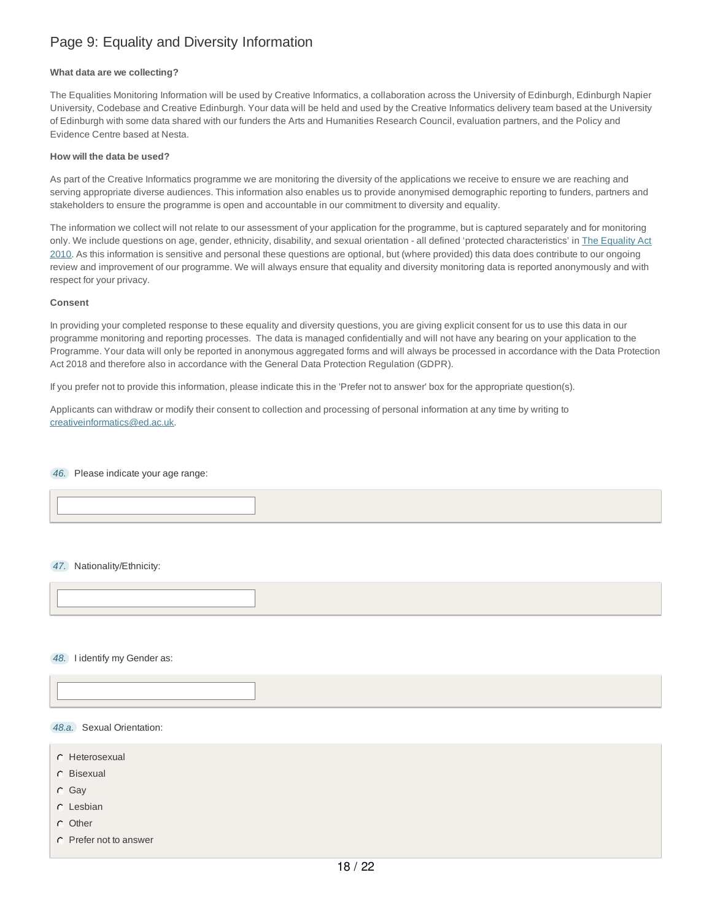## Page 9: Equality and Diversity Information

**What data are we collecting?**

The Equalities Monitoring Information will be used by Creative Informatics, a collaboration across the University of Edinburgh, Edinburgh Napier University, Codebase and Creative Edinburgh. Your data will be held and used by the Creative Informatics delivery team based at the University of Edinburgh with some data shared with our funders the Arts and Humanities Research Council, evaluation partners, and the Policy and Evidence Centre based at Nesta.

**How will the data be used?**

As part of the Creative Informatics programme we are monitoring the diversity of the applications we receive to ensure we are reaching and serving appropriate diverse audiences. This information also enables us to provide anonymised demographic reporting to funders, partners and stakeholders to ensure the programme is open and accountable in our commitment to diversity and equality.

The information we collect will not relate to our assessment of your application for the programme, but is captured separately and for monitoring only. We include questions on age, gender, ethnicity, disability, and sexual orientation - all defined 'protected characteristics' in [The Equality Act 2010](). As this information is sensitive and personal these questions are optional, but (where provided) this data does contribute to our ongoing review and improvement of our programme. We will always ensure that equality and diversity monitoring data is reported anonymously and with respect for your privacy.

**Consent**

In providing your completed response to these equality and diversity questions, you are giving explicit consent for us to use this data in our programme monitoring and reporting processes. The data is managed confidentially and will not have any bearing on your application to the Programme. Your data will only be reported in anonymous aggregated forms and will always be processed in accordance with the Data Protection Act 2018 and therefore also in accordance with the General Data Protection Regulation (GDPR).

If you prefer not to provide this information, please indicate this in the 'Prefer not to answer' box for the appropriate question(s).

Applicants can withdraw or modify their consent to collection and processing of personal information at any time by writing to creativeinformatics@ed.ac.uk.

46. Please indicate your age range:

47. Nationality/Ethnicity:

48. I identify my Gender as:

48.a. Sexual Orientation:

- Heterosexual
- Bisexual
- Gay
- Lesbian
- Other
- Prefer not to answer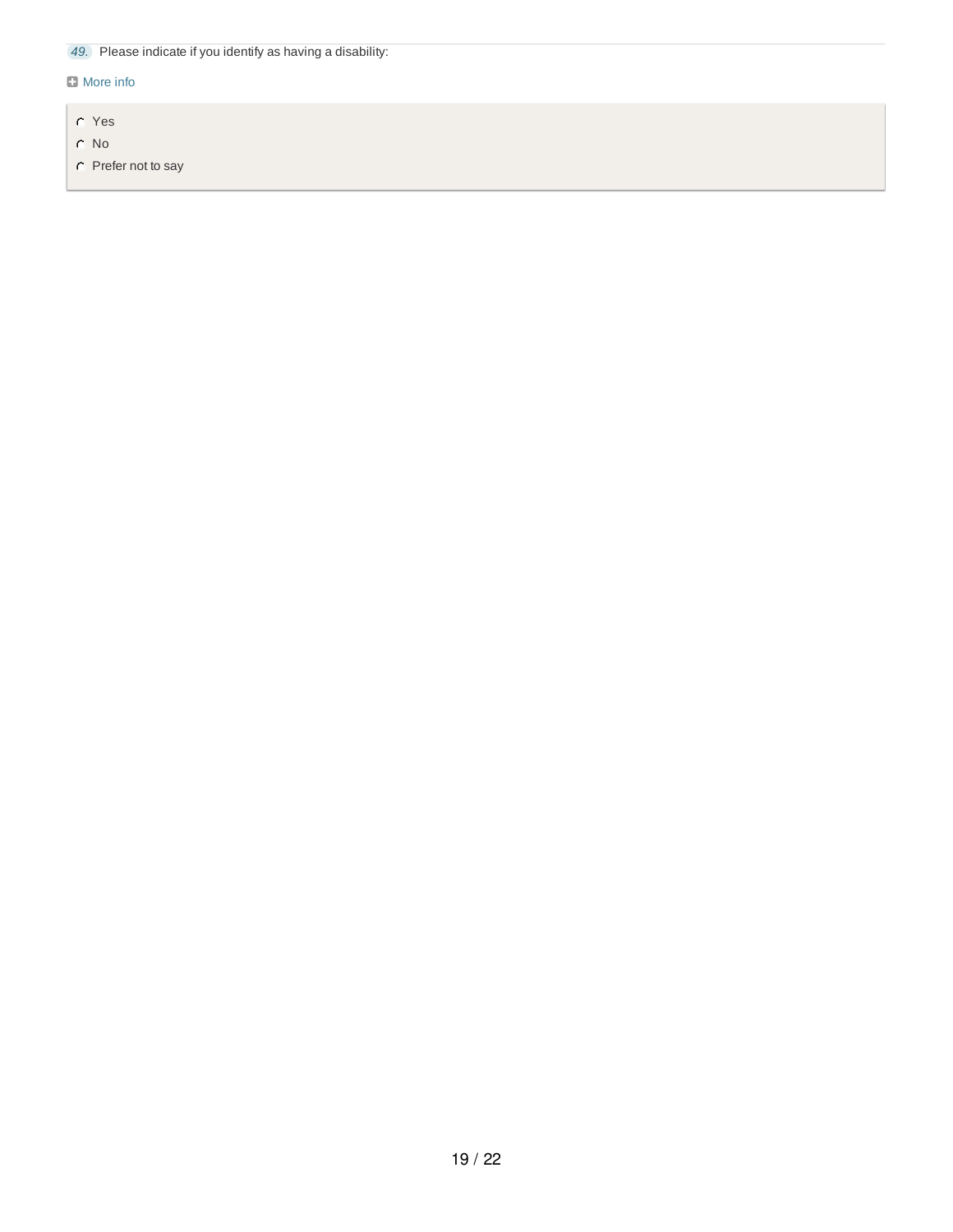49. Please indicate if you identify as having a disability:

More info

- Yes
- No
- Prefer not to say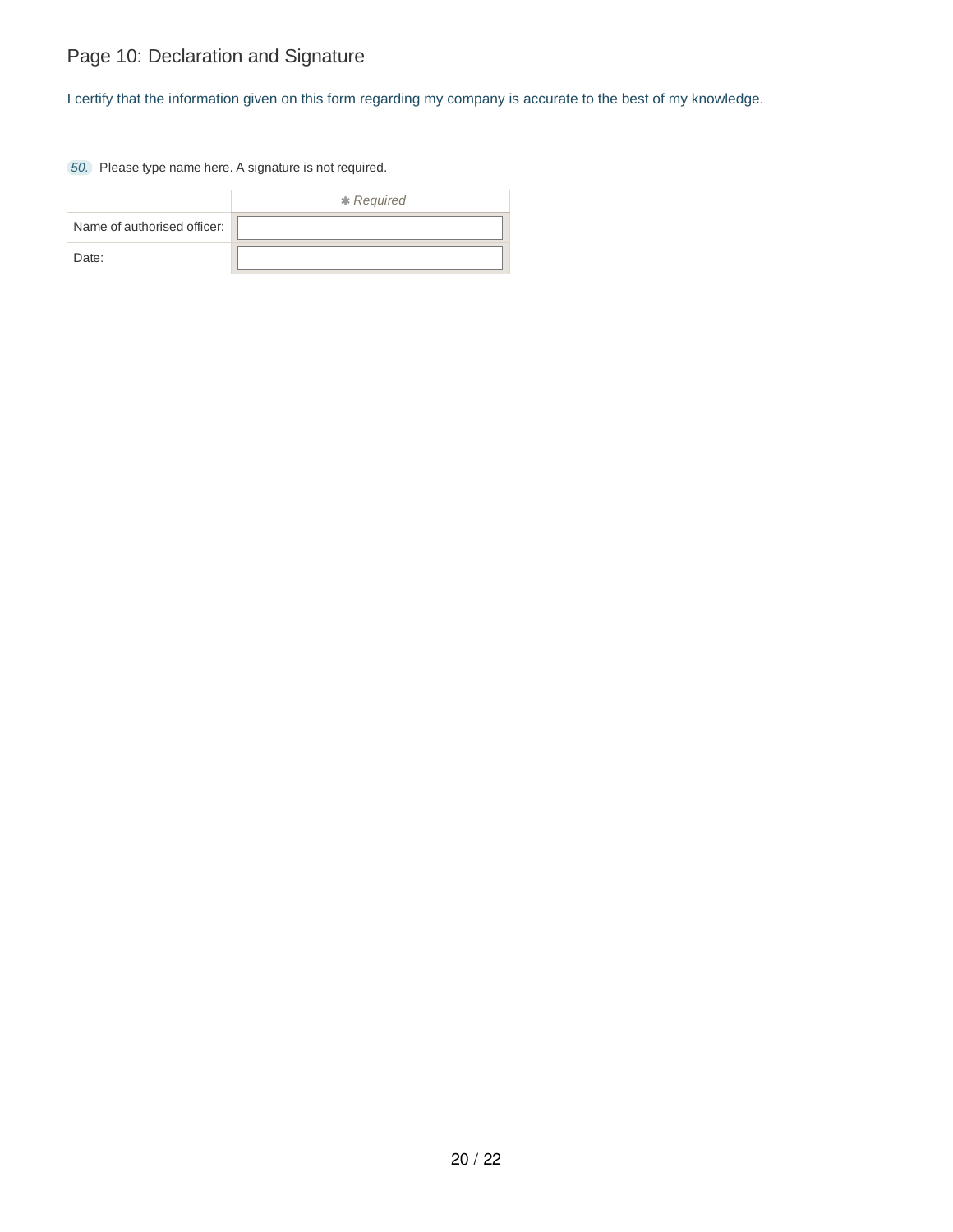## Page 10: Declaration and Signature

I certify that the information given on this form regarding my company is accurate to the best of my knowledge.

50. Please type name here. A signature is not required.

| | ✱ *Required* |
|---|---|
| Name of authorised officer: | |
| Date: | |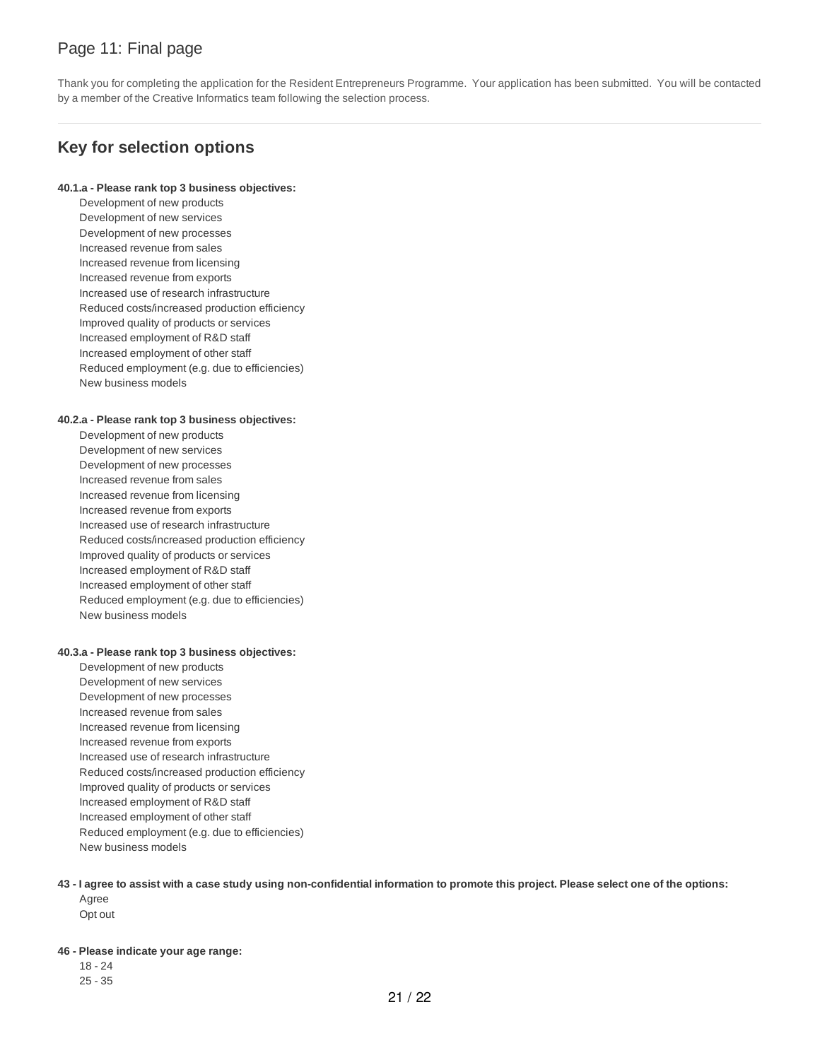## Page 11: Final page

Thank you for completing the application for the Resident Entrepreneurs Programme. Your application has been submitted. You will be contacted by a member of the Creative Informatics team following the selection process.

---

## Key for selection options

**40.1.a - Please rank top 3 business objectives:**

- Development of new products
- Development of new services
- Development of new processes
- Increased revenue from sales
- Increased revenue from licensing
- Increased revenue from exports
- Increased use of research infrastructure
- Reduced costs/increased production efficiency
- Improved quality of products or services
- Increased employment of R&D staff
- Increased employment of other staff
- Reduced employment (e.g. due to efficiencies)
- New business models

**40.2.a - Please rank top 3 business objectives:**

- Development of new products
- Development of new services
- Development of new processes
- Increased revenue from sales
- Increased revenue from licensing
- Increased revenue from exports
- Increased use of research infrastructure
- Reduced costs/increased production efficiency
- Improved quality of products or services
- Increased employment of R&D staff
- Increased employment of other staff
- Reduced employment (e.g. due to efficiencies)
- New business models

**40.3.a - Please rank top 3 business objectives:**

- Development of new products
- Development of new services
- Development of new processes
- Increased revenue from sales
- Increased revenue from licensing
- Increased revenue from exports
- Increased use of research infrastructure
- Reduced costs/increased production efficiency
- Improved quality of products or services
- Increased employment of R&D staff
- Increased employment of other staff
- Reduced employment (e.g. due to efficiencies)
- New business models

**43 - I agree to assist with a case study using non-confidential information to promote this project. Please select one of the options:**

- Agree
- Opt out

**46 - Please indicate your age range:**

- 18 - 24
- 25 - 35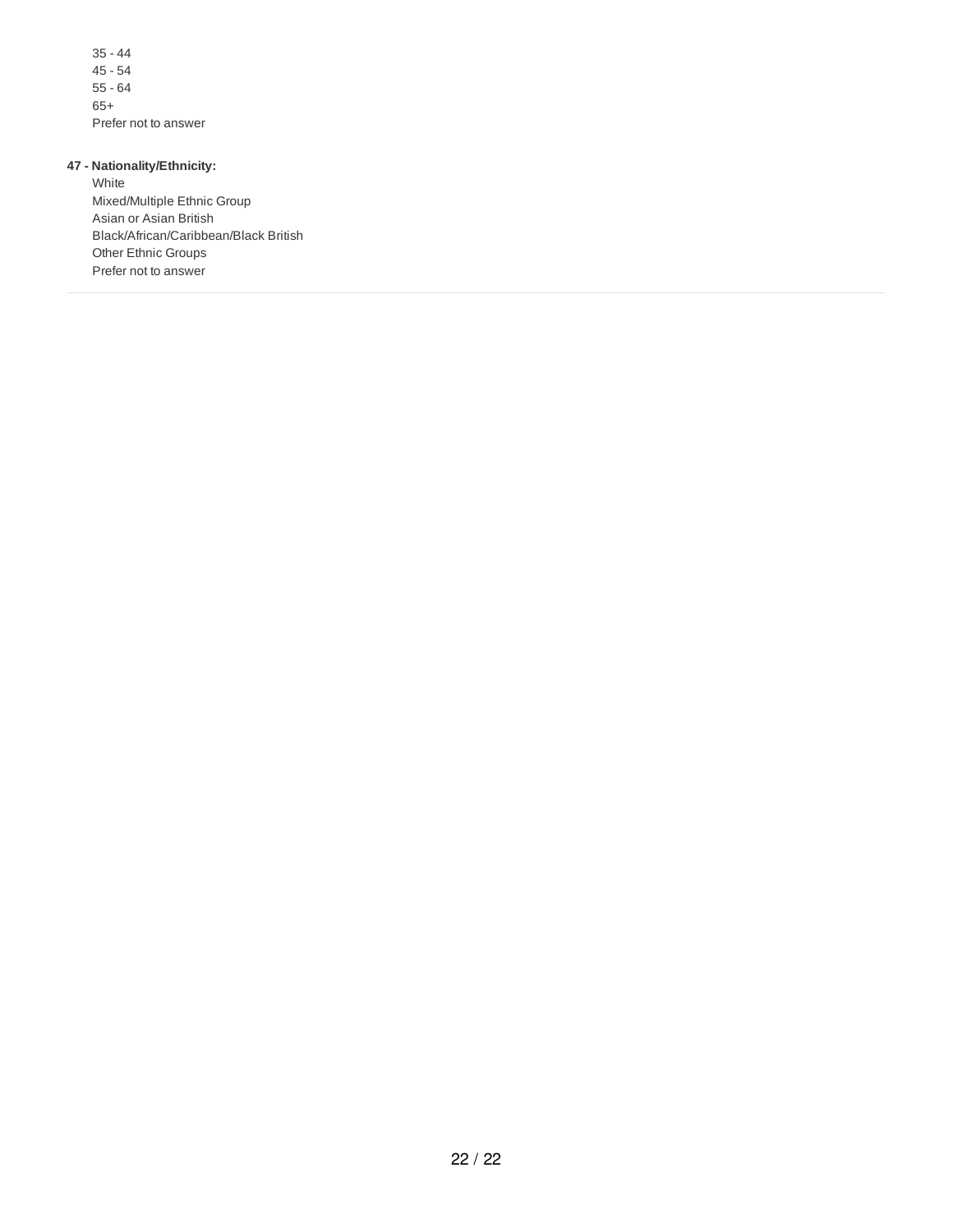35 - 44
45 - 54
55 - 64
65+
Prefer not to answer

**47 - Nationality/Ethnicity:**

White
Mixed/Multiple Ethnic Group
Asian or Asian British
Black/African/Caribbean/Black British
Other Ethnic Groups
Prefer not to answer